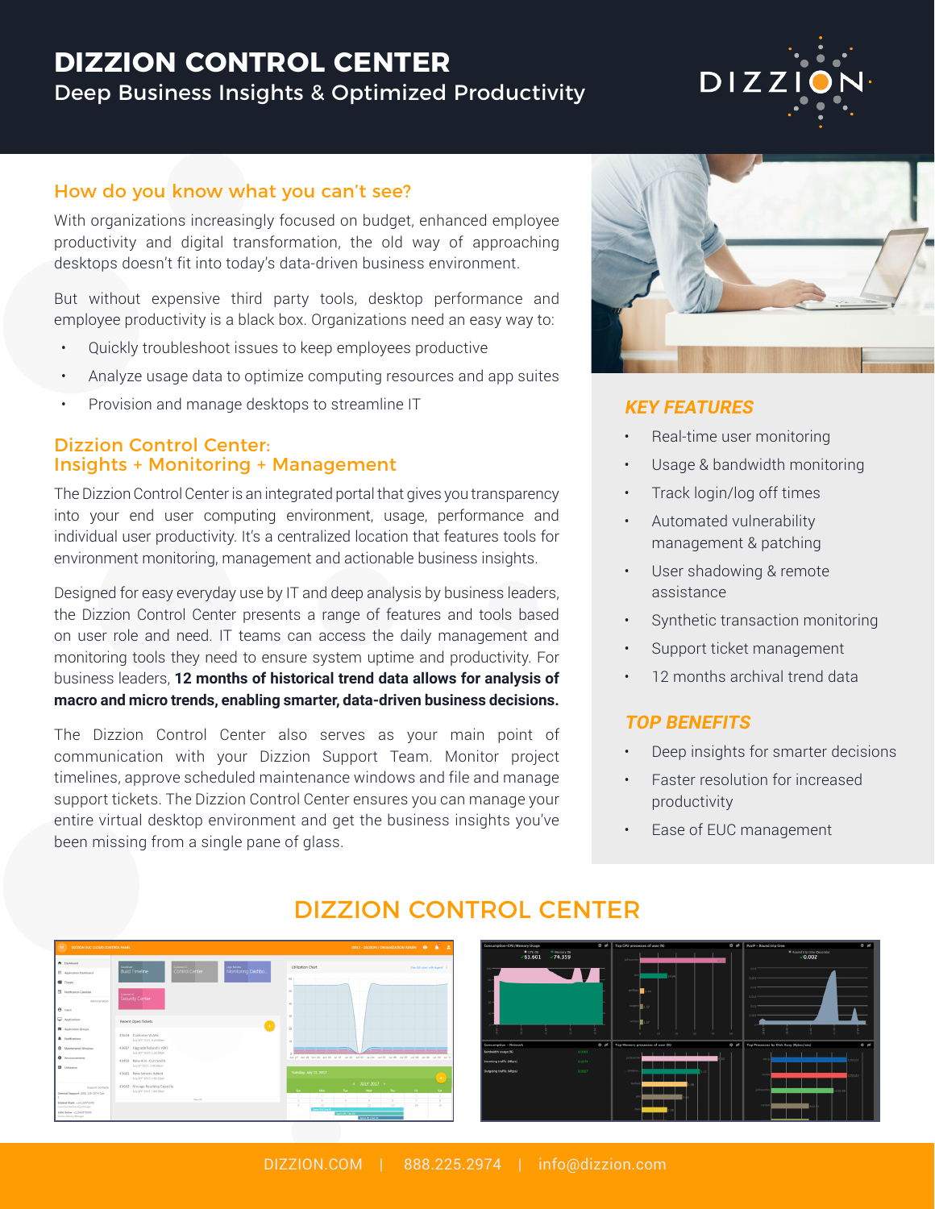# DIZZION CONTROL CENTER

## Deep Business Insights & Optimized Productivity

### How do you know what you can't see?

With organizations increasingly focused on budget, enhanced employee productivity and digital transformation, the old way of approaching desktops doesn't fit into today's data-driven business environment.

But without expensive third party tools, desktop performance and employee productivity is a black box. Organizations need an easy way to:

- Quickly troubleshoot issues to keep employees productive
- Analyze usage data to optimize computing resources and app suites
- Provision and manage desktops to streamline IT

### Dizzion Control Center: Insights + Monitoring + Management

The Dizzion Control Center is an integrated portal that gives you transparency into your end user computing environment, usage, performance and individual user productivity. It's a centralized location that features tools for environment monitoring, management and actionable business insights.

Designed for easy everyday use by IT and deep analysis by business leaders, the Dizzion Control Center presents a range of features and tools based on user role and need. IT teams can access the daily management and monitoring tools they need to ensure system uptime and productivity. For business leaders, **12 months of historical trend data allows for analysis of macro and micro trends, enabling smarter, data-driven business decisions.**

The Dizzion Control Center also serves as your main point of communication with your Dizzion Support Team. Monitor project timelines, approve scheduled maintenance windows and file and manage support tickets. The Dizzion Control Center ensures you can manage your entire virtual desktop environment and get the business insights you've been missing from a single pane of glass.

### *KEY FEATURES*

- Real-time user monitoring
- Usage & bandwidth monitoring
- Track login/log off times
- Automated vulnerability management & patching
- User shadowing & remote assistance
- Synthetic transaction monitoring
- Support ticket management
- 12 months archival trend data

### *TOP BENEFITS*

- Deep insights for smarter decisions
- Faster resolution for increased productivity
- Ease of EUC management

## DIZZION CONTROL CENTER

DIZZION.COM | 888.225.2974 | info@dizzion.com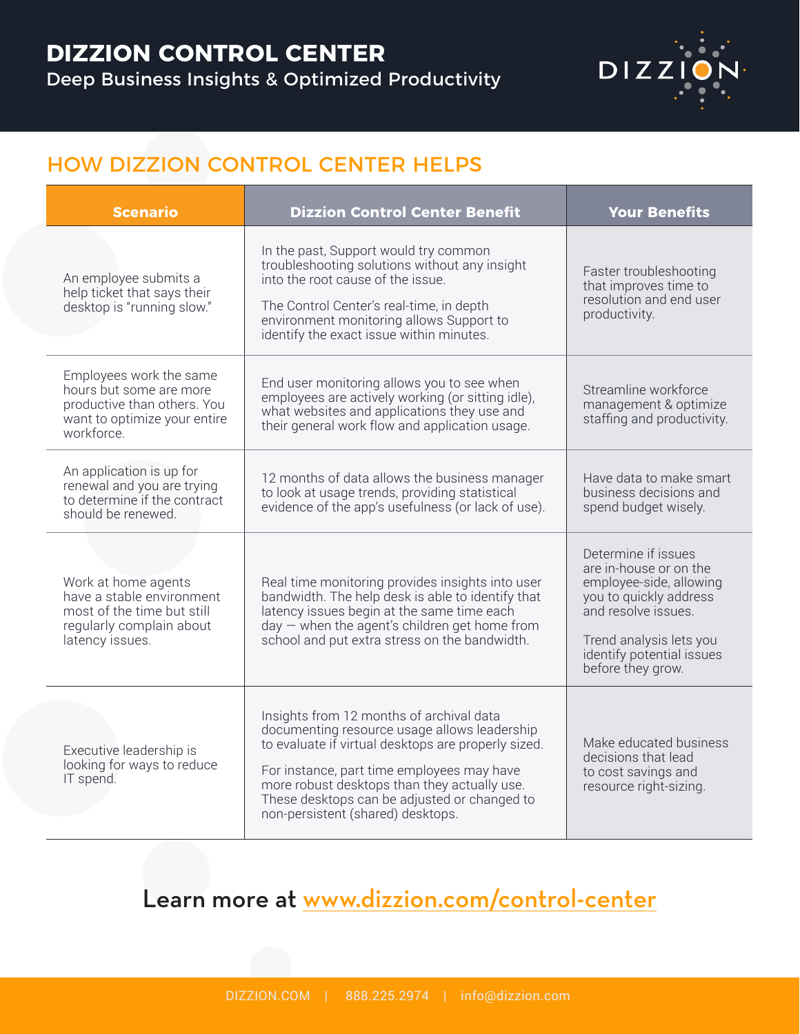# DIZZION CONTROL CENTER

Deep Business Insights & Optimized Productivity

## HOW DIZZION CONTROL CENTER HELPS

| Scenario | Dizzion Control Center Benefit | Your Benefits |
|---|---|---|
| An employee submits a help ticket that says their desktop is "running slow." | In the past, Support would try common troubleshooting solutions without any insight into the root cause of the issue.<br><br>The Control Center's real-time, in depth environment monitoring allows Support to identify the exact issue within minutes. | Faster troubleshooting that improves time to resolution and end user productivity. |
| Employees work the same hours but some are more productive than others. You want to optimize your entire workforce. | End user monitoring allows you to see when employees are actively working (or sitting idle), what websites and applications they use and their general work flow and application usage. | Streamline workforce management & optimize staffing and productivity. |
| An application is up for renewal and you are trying to determine if the contract should be renewed. | 12 months of data allows the business manager to look at usage trends, providing statistical evidence of the app's usefulness (or lack of use). | Have data to make smart business decisions and spend budget wisely. |
| Work at home agents have a stable environment most of the time but still regularly complain about latency issues. | Real time monitoring provides insights into user bandwidth. The help desk is able to identify that latency issues begin at the same time each day — when the agent's children get home from school and put extra stress on the bandwidth. | Determine if issues are in-house or on the employee-side, allowing you to quickly address and resolve issues.<br><br>Trend analysis lets you identify potential issues before they grow. |
| Executive leadership is looking for ways to reduce IT spend. | Insights from 12 months of archival data documenting resource usage allows leadership to evaluate if virtual desktops are properly sized.<br><br>For instance, part time employees may have more robust desktops than they actually use. These desktops can be adjusted or changed to non-persistent (shared) desktops. | Make educated business decisions that lead to cost savings and resource right-sizing. |

Learn more at www.dizzion.com/control-center

DIZZION.COM | 888.225.2974 | info@dizzion.com